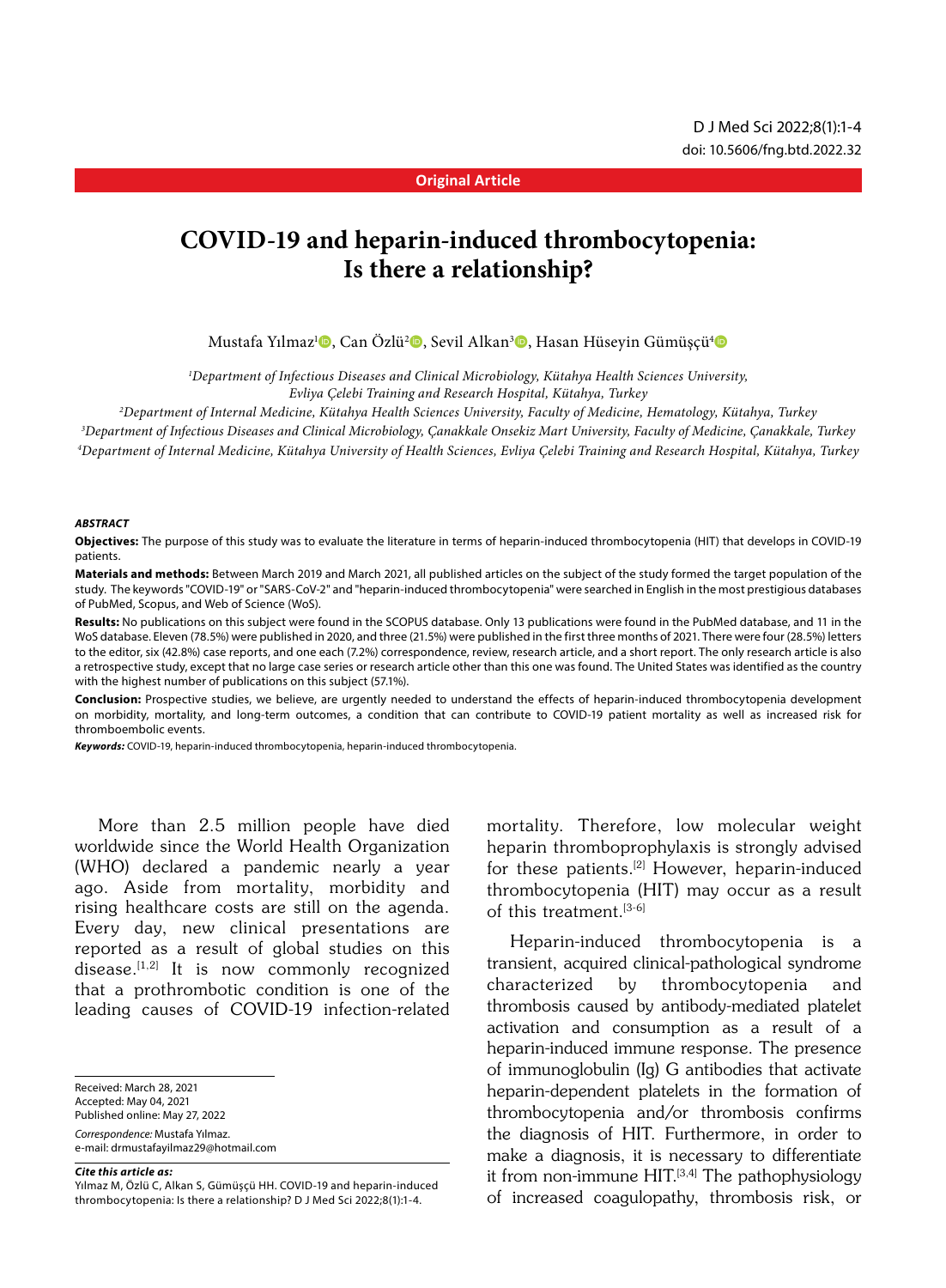Original Article

# COVID-19 and heparin-induced thrombocytopenia: Is there a relationship?

Mustafa Yılmaz[1], Can Özlü[2], Sevil Alkan[3], Hasan Hüseyin Gümüşçü[4]

[1]Department of Infectious Diseases and Clinical Microbiology, Kütahya Health Sciences University, Evliya Çelebi Training and Research Hospital, Kütahya, Turkey

[2]Department of Internal Medicine, Kütahya Health Sciences University, Faculty of Medicine, Hematology, Kütahya, Turkey

[3]Department of Infectious Diseases and Clinical Microbiology, Çanakkale Onsekiz Mart University, Faculty of Medicine, Çanakkale, Turkey

[4]Department of Internal Medicine, Kütahya University of Health Sciences, Evliya Çelebi Training and Research Hospital, Kütahya, Turkey

***ABSTRACT***

**Objectives:** The purpose of this study was to evaluate the literature in terms of heparin-induced thrombocytopenia (HIT) that develops in COVID-19 patients.

**Materials and methods:** Between March 2019 and March 2021, all published articles on the subject of the study formed the target population of the study. The keywords "COVID-19" or "SARS-CoV-2" and "heparin-induced thrombocytopenia" were searched in English in the most prestigious databases of PubMed, Scopus, and Web of Science (WoS).

**Results:** No publications on this subject were found in the SCOPUS database. Only 13 publications were found in the PubMed database, and 11 in the WoS database. Eleven (78.5%) were published in 2020, and three (21.5%) were published in the first three months of 2021. There were four (28.5%) letters to the editor, six (42.8%) case reports, and one each (7.2%) correspondence, review, research article, and a short report. The only research article is also a retrospective study, except that no large case series or research article other than this one was found. The United States was identified as the country with the highest number of publications on this subject (57.1%).

**Conclusion:** Prospective studies, we believe, are urgently needed to understand the effects of heparin-induced thrombocytopenia development on morbidity, mortality, and long-term outcomes, a condition that can contribute to COVID-19 patient mortality as well as increased risk for thromboembolic events.

***Keywords:*** COVID-19, heparin-induced thrombocytopenia, heparin-induced thrombocytopenia.

More than 2.5 million people have died worldwide since the World Health Organization (WHO) declared a pandemic nearly a year ago. Aside from mortality, morbidity and rising healthcare costs are still on the agenda. Every day, new clinical presentations are reported as a result of global studies on this disease.[1,2] It is now commonly recognized that a prothrombotic condition is one of the leading causes of COVID-19 infection-related mortality. Therefore, low molecular weight heparin thromboprophylaxis is strongly advised for these patients.[2] However, heparin-induced thrombocytopenia (HIT) may occur as a result of this treatment.[3-6]

Heparin-induced thrombocytopenia is a transient, acquired clinical-pathological syndrome characterized by thrombocytopenia and thrombosis caused by antibody-mediated platelet activation and consumption as a result of a heparin-induced immune response. The presence of immunoglobulin (Ig) G antibodies that activate heparin-dependent platelets in the formation of thrombocytopenia and/or thrombosis confirms the diagnosis of HIT. Furthermore, in order to make a diagnosis, it is necessary to differentiate it from non-immune HIT.[3,4] The pathophysiology of increased coagulopathy, thrombosis risk, or

Received: March 28, 2021
Accepted: May 04, 2021
Published online: May 27, 2022

*Correspondence:* Mustafa Yılmaz.
e-mail: drmustafayilmaz29@hotmail.com

***Cite this article as:***
Yılmaz M, Özlü C, Alkan S, Gümüşçü HH. COVID-19 and heparin-induced thrombocytopenia: Is there a relationship? D J Med Sci 2022;8(1):1-4.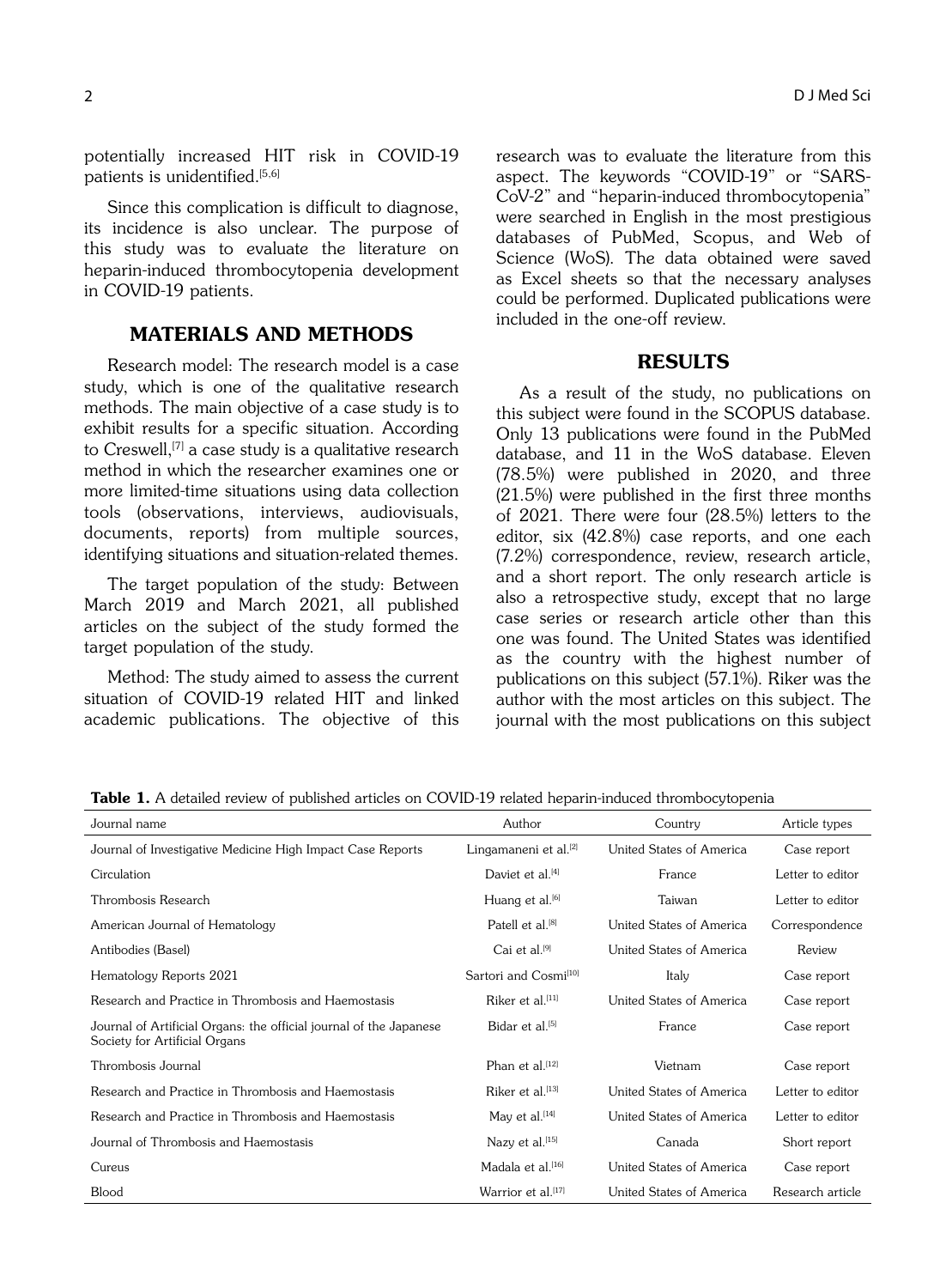potentially increased HIT risk in COVID-19 patients is unidentified.[5,6]

Since this complication is difficult to diagnose, its incidence is also unclear. The purpose of this study was to evaluate the literature on heparin-induced thrombocytopenia development in COVID-19 patients.

## MATERIALS AND METHODS

Research model: The research model is a case study, which is one of the qualitative research methods. The main objective of a case study is to exhibit results for a specific situation. According to Creswell,[7] a case study is a qualitative research method in which the researcher examines one or more limited-time situations using data collection tools (observations, interviews, audiovisuals, documents, reports) from multiple sources, identifying situations and situation-related themes.

The target population of the study: Between March 2019 and March 2021, all published articles on the subject of the study formed the target population of the study.

Method: The study aimed to assess the current situation of COVID-19 related HIT and linked academic publications. The objective of this research was to evaluate the literature from this aspect. The keywords "COVID-19" or "SARS-CoV-2" and "heparin-induced thrombocytopenia" were searched in English in the most prestigious databases of PubMed, Scopus, and Web of Science (WoS). The data obtained were saved as Excel sheets so that the necessary analyses could be performed. Duplicated publications were included in the one-off review.

## RESULTS

As a result of the study, no publications on this subject were found in the SCOPUS database. Only 13 publications were found in the PubMed database, and 11 in the WoS database. Eleven (78.5%) were published in 2020, and three (21.5%) were published in the first three months of 2021. There were four (28.5%) letters to the editor, six (42.8%) case reports, and one each (7.2%) correspondence, review, research article, and a short report. The only research article is also a retrospective study, except that no large case series or research article other than this one was found. The United States was identified as the country with the highest number of publications on this subject (57.1%). Riker was the author with the most articles on this subject. The journal with the most publications on this subject

**Table 1.** A detailed review of published articles on COVID-19 related heparin-induced thrombocytopenia

| Journal name | Author | Country | Article types |
|---|---|---|---|
| Journal of Investigative Medicine High Impact Case Reports | Lingamaneni et al.[2] | United States of America | Case report |
| Circulation | Daviet et al.[4] | France | Letter to editor |
| Thrombosis Research | Huang et al.[6] | Taiwan | Letter to editor |
| American Journal of Hematology | Patell et al.[8] | United States of America | Correspondence |
| Antibodies (Basel) | Cai et al.[9] | United States of America | Review |
| Hematology Reports 2021 | Sartori and Cosmi[10] | Italy | Case report |
| Research and Practice in Thrombosis and Haemostasis | Riker et al.[11] | United States of America | Case report |
| Journal of Artificial Organs: the official journal of the Japanese Society for Artificial Organs | Bidar et al.[5] | France | Case report |
| Thrombosis Journal | Phan et al.[12] | Vietnam | Case report |
| Research and Practice in Thrombosis and Haemostasis | Riker et al.[13] | United States of America | Letter to editor |
| Research and Practice in Thrombosis and Haemostasis | May et al.[14] | United States of America | Letter to editor |
| Journal of Thrombosis and Haemostasis | Nazy et al.[15] | Canada | Short report |
| Cureus | Madala et al.[16] | United States of America | Case report |
| Blood | Warrior et al.[17] | United States of America | Research article |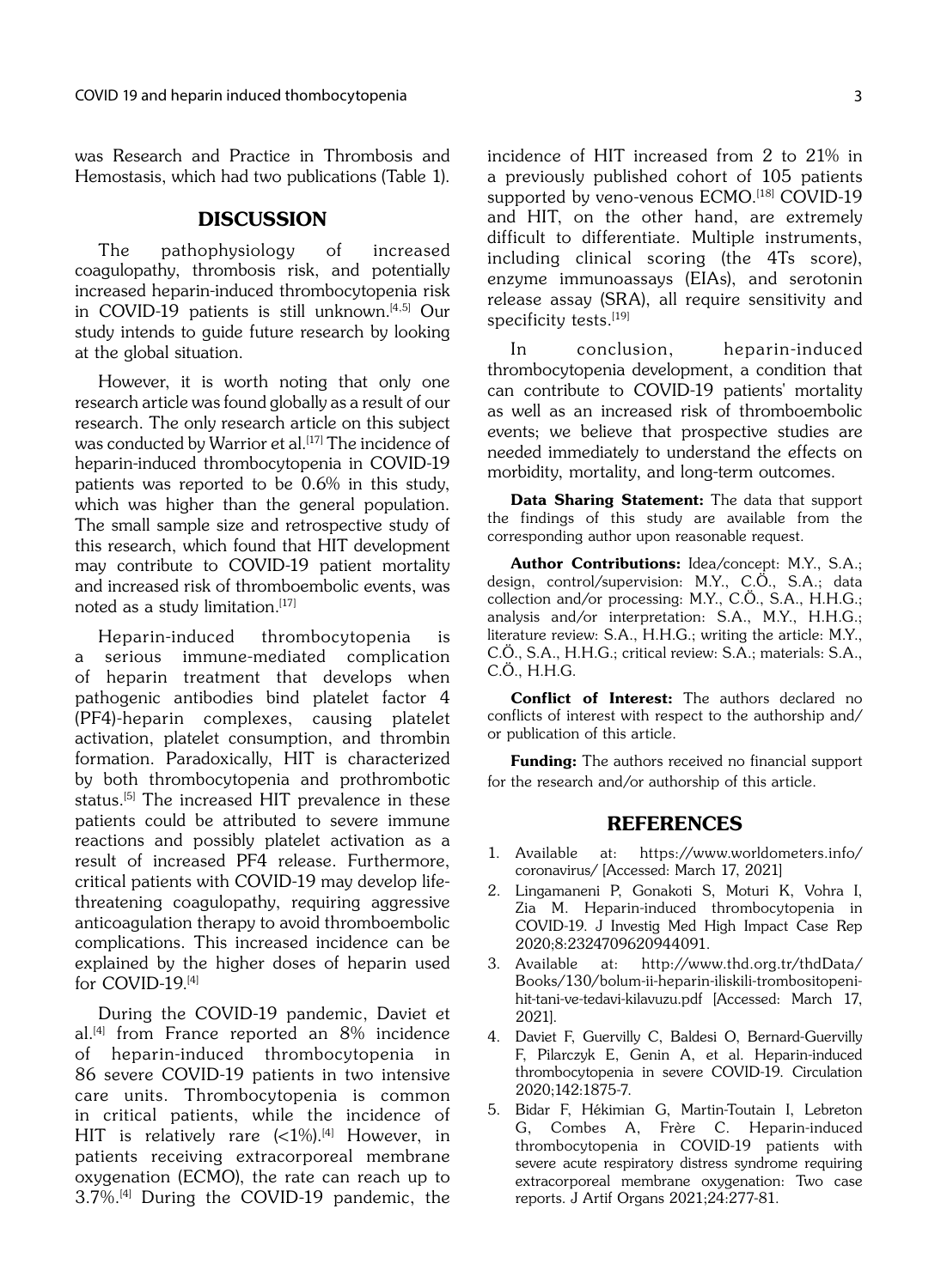was Research and Practice in Thrombosis and Hemostasis, which had two publications (Table 1).

## DISCUSSION

The pathophysiology of increased coagulopathy, thrombosis risk, and potentially increased heparin-induced thrombocytopenia risk in COVID-19 patients is still unknown.[4,5] Our study intends to guide future research by looking at the global situation.

However, it is worth noting that only one research article was found globally as a result of our research. The only research article on this subject was conducted by Warrior et al.[17] The incidence of heparin-induced thrombocytopenia in COVID-19 patients was reported to be 0.6% in this study, which was higher than the general population. The small sample size and retrospective study of this research, which found that HIT development may contribute to COVID-19 patient mortality and increased risk of thromboembolic events, was noted as a study limitation.[17]

Heparin-induced thrombocytopenia is a serious immune-mediated complication of heparin treatment that develops when pathogenic antibodies bind platelet factor 4 (PF4)-heparin complexes, causing platelet activation, platelet consumption, and thrombin formation. Paradoxically, HIT is characterized by both thrombocytopenia and prothrombotic status.[5] The increased HIT prevalence in these patients could be attributed to severe immune reactions and possibly platelet activation as a result of increased PF4 release. Furthermore, critical patients with COVID-19 may develop life-threatening coagulopathy, requiring aggressive anticoagulation therapy to avoid thromboembolic complications. This increased incidence can be explained by the higher doses of heparin used for COVID-19.[4]

During the COVID-19 pandemic, Daviet et al.[4] from France reported an 8% incidence of heparin-induced thrombocytopenia in 86 severe COVID-19 patients in two intensive care units. Thrombocytopenia is common in critical patients, while the incidence of HIT is relatively rare (<1%).[4] However, in patients receiving extracorporeal membrane oxygenation (ECMO), the rate can reach up to 3.7%.[4] During the COVID-19 pandemic, the incidence of HIT increased from 2 to 21% in a previously published cohort of 105 patients supported by veno-venous ECMO.[18] COVID-19 and HIT, on the other hand, are extremely difficult to differentiate. Multiple instruments, including clinical scoring (the 4Ts score), enzyme immunoassays (EIAs), and serotonin release assay (SRA), all require sensitivity and specificity tests.[19]

In conclusion, heparin-induced thrombocytopenia development, a condition that can contribute to COVID-19 patients' mortality as well as an increased risk of thromboembolic events; we believe that prospective studies are needed immediately to understand the effects on morbidity, mortality, and long-term outcomes.

**Data Sharing Statement:** The data that support the findings of this study are available from the corresponding author upon reasonable request.

**Author Contributions:** Idea/concept: M.Y., S.A.; design, control/supervision: M.Y., C.Ö., S.A.; data collection and/or processing: M.Y., C.Ö., S.A., H.H.G.; analysis and/or interpretation: S.A., M.Y., H.H.G.; literature review: S.A., H.H.G.; writing the article: M.Y., C.Ö., S.A., H.H.G.; critical review: S.A.; materials: S.A., C.Ö., H.H.G.

**Conflict of Interest:** The authors declared no conflicts of interest with respect to the authorship and/or publication of this article.

**Funding:** The authors received no financial support for the research and/or authorship of this article.

## REFERENCES

1. Available at: https://www.worldometers.info/coronavirus/ [Accessed: March 17, 2021]
2. Lingamaneni P, Gonakoti S, Moturi K, Vohra I, Zia M. Heparin-induced thrombocytopenia in COVID-19. J Investig Med High Impact Case Rep 2020;8:2324709620944091.
3. Available at: http://www.thd.org.tr/thdData/Books/130/bolum-ii-heparin-iliskili-trombositopeni-hit-tani-ve-tedavi-kilavuzu.pdf [Accessed: March 17, 2021].
4. Daviet F, Guervilly C, Baldesi O, Bernard-Guervilly F, Pilarczyk E, Genin A, et al. Heparin-induced thrombocytopenia in severe COVID-19. Circulation 2020;142:1875-7.
5. Bidar F, Hékimian G, Martin-Toutain I, Lebreton G, Combes A, Frère C. Heparin-induced thrombocytopenia in COVID-19 patients with severe acute respiratory distress syndrome requiring extracorporeal membrane oxygenation: Two case reports. J Artif Organs 2021;24:277-81.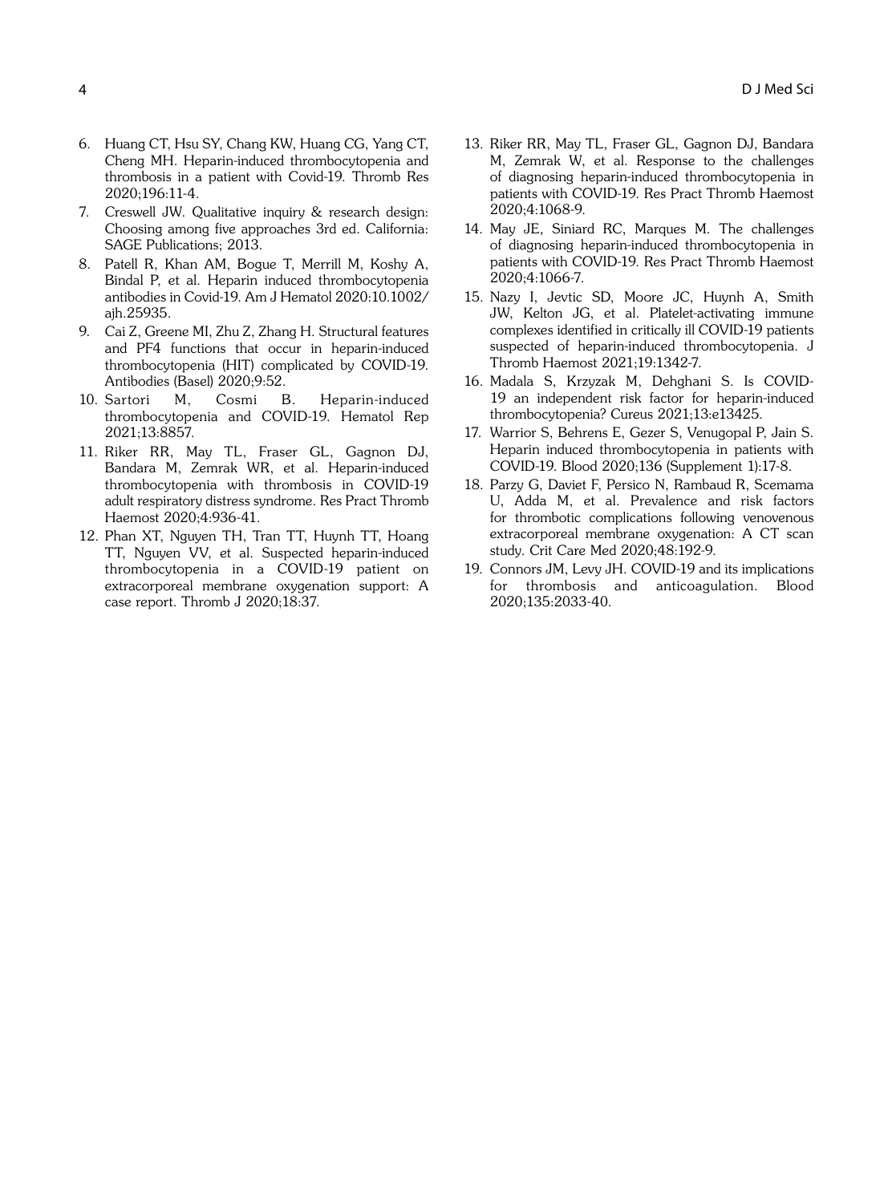6. Huang CT, Hsu SY, Chang KW, Huang CG, Yang CT, Cheng MH. Heparin-induced thrombocytopenia and thrombosis in a patient with Covid-19. Thromb Res 2020;196:11-4.
7. Creswell JW. Qualitative inquiry & research design: Choosing among five approaches 3rd ed. California: SAGE Publications; 2013.
8. Patell R, Khan AM, Bogue T, Merrill M, Koshy A, Bindal P, et al. Heparin induced thrombocytopenia antibodies in Covid-19. Am J Hematol 2020:10.1002/ajh.25935.
9. Cai Z, Greene MI, Zhu Z, Zhang H. Structural features and PF4 functions that occur in heparin-induced thrombocytopenia (HIT) complicated by COVID-19. Antibodies (Basel) 2020;9:52.
10. Sartori M, Cosmi B. Heparin-induced thrombocytopenia and COVID-19. Hematol Rep 2021;13:8857.
11. Riker RR, May TL, Fraser GL, Gagnon DJ, Bandara M, Zemrak WR, et al. Heparin-induced thrombocytopenia with thrombosis in COVID-19 adult respiratory distress syndrome. Res Pract Thromb Haemost 2020;4:936-41.
12. Phan XT, Nguyen TH, Tran TT, Huynh TT, Hoang TT, Nguyen VV, et al. Suspected heparin-induced thrombocytopenia in a COVID-19 patient on extracorporeal membrane oxygenation support: A case report. Thromb J 2020;18:37.
13. Riker RR, May TL, Fraser GL, Gagnon DJ, Bandara M, Zemrak W, et al. Response to the challenges of diagnosing heparin-induced thrombocytopenia in patients with COVID-19. Res Pract Thromb Haemost 2020;4:1068-9.
14. May JE, Siniard RC, Marques M. The challenges of diagnosing heparin-induced thrombocytopenia in patients with COVID-19. Res Pract Thromb Haemost 2020;4:1066-7.
15. Nazy I, Jevtic SD, Moore JC, Huynh A, Smith JW, Kelton JG, et al. Platelet-activating immune complexes identified in critically ill COVID-19 patients suspected of heparin-induced thrombocytopenia. J Thromb Haemost 2021;19:1342-7.
16. Madala S, Krzyzak M, Dehghani S. Is COVID-19 an independent risk factor for heparin-induced thrombocytopenia? Cureus 2021;13:e13425.
17. Warrior S, Behrens E, Gezer S, Venugopal P, Jain S. Heparin induced thrombocytopenia in patients with COVID-19. Blood 2020;136 (Supplement 1):17-8.
18. Parzy G, Daviet F, Persico N, Rambaud R, Scemama U, Adda M, et al. Prevalence and risk factors for thrombotic complications following venovenous extracorporeal membrane oxygenation: A CT scan study. Crit Care Med 2020;48:192-9.
19. Connors JM, Levy JH. COVID-19 and its implications for thrombosis and anticoagulation. Blood 2020;135:2033-40.